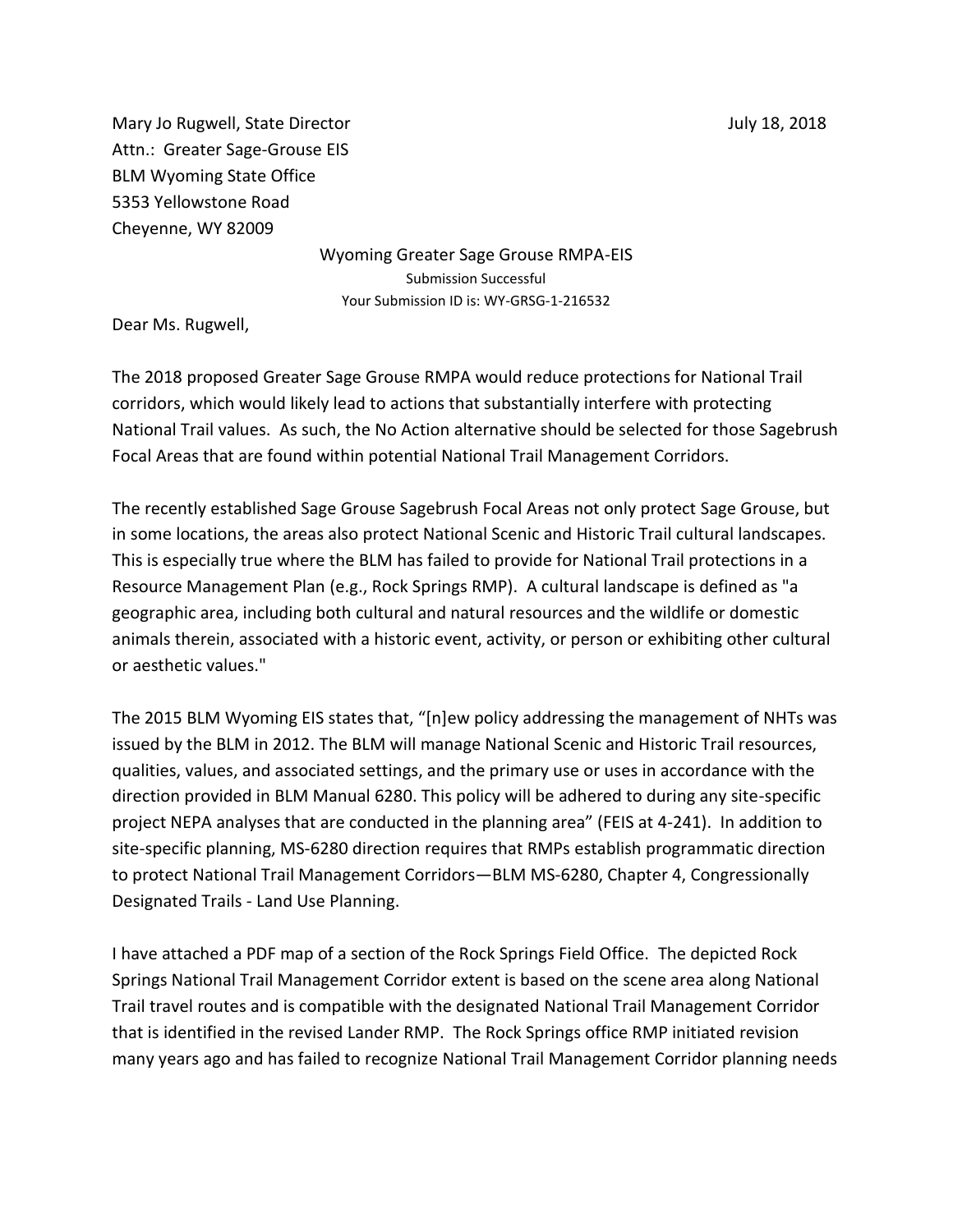Mary Jo Rugwell, State Director July 18, 2018
Attn.: Greater Sage-Grouse EIS
BLM Wyoming State Office
5353 Yellowstone Road
Cheyenne, WY 82009

Wyoming Greater Sage Grouse RMPA-EIS
Submission Successful
Your Submission ID is: WY-GRSG-1-216532

Dear Ms. Rugwell,

The 2018 proposed Greater Sage Grouse RMPA would reduce protections for National Trail corridors, which would likely lead to actions that substantially interfere with protecting National Trail values. As such, the No Action alternative should be selected for those Sagebrush Focal Areas that are found within potential National Trail Management Corridors.

The recently established Sage Grouse Sagebrush Focal Areas not only protect Sage Grouse, but in some locations, the areas also protect National Scenic and Historic Trail cultural landscapes. This is especially true where the BLM has failed to provide for National Trail protections in a Resource Management Plan (e.g., Rock Springs RMP). A cultural landscape is defined as "a geographic area, including both cultural and natural resources and the wildlife or domestic animals therein, associated with a historic event, activity, or person or exhibiting other cultural or aesthetic values."

The 2015 BLM Wyoming EIS states that, "[n]ew policy addressing the management of NHTs was issued by the BLM in 2012. The BLM will manage National Scenic and Historic Trail resources, qualities, values, and associated settings, and the primary use or uses in accordance with the direction provided in BLM Manual 6280. This policy will be adhered to during any site-specific project NEPA analyses that are conducted in the planning area" (FEIS at 4-241). In addition to site-specific planning, MS-6280 direction requires that RMPs establish programmatic direction to protect National Trail Management Corridors—BLM MS-6280, Chapter 4, Congressionally Designated Trails - Land Use Planning.

I have attached a PDF map of a section of the Rock Springs Field Office. The depicted Rock Springs National Trail Management Corridor extent is based on the scene area along National Trail travel routes and is compatible with the designated National Trail Management Corridor that is identified in the revised Lander RMP. The Rock Springs office RMP initiated revision many years ago and has failed to recognize National Trail Management Corridor planning needs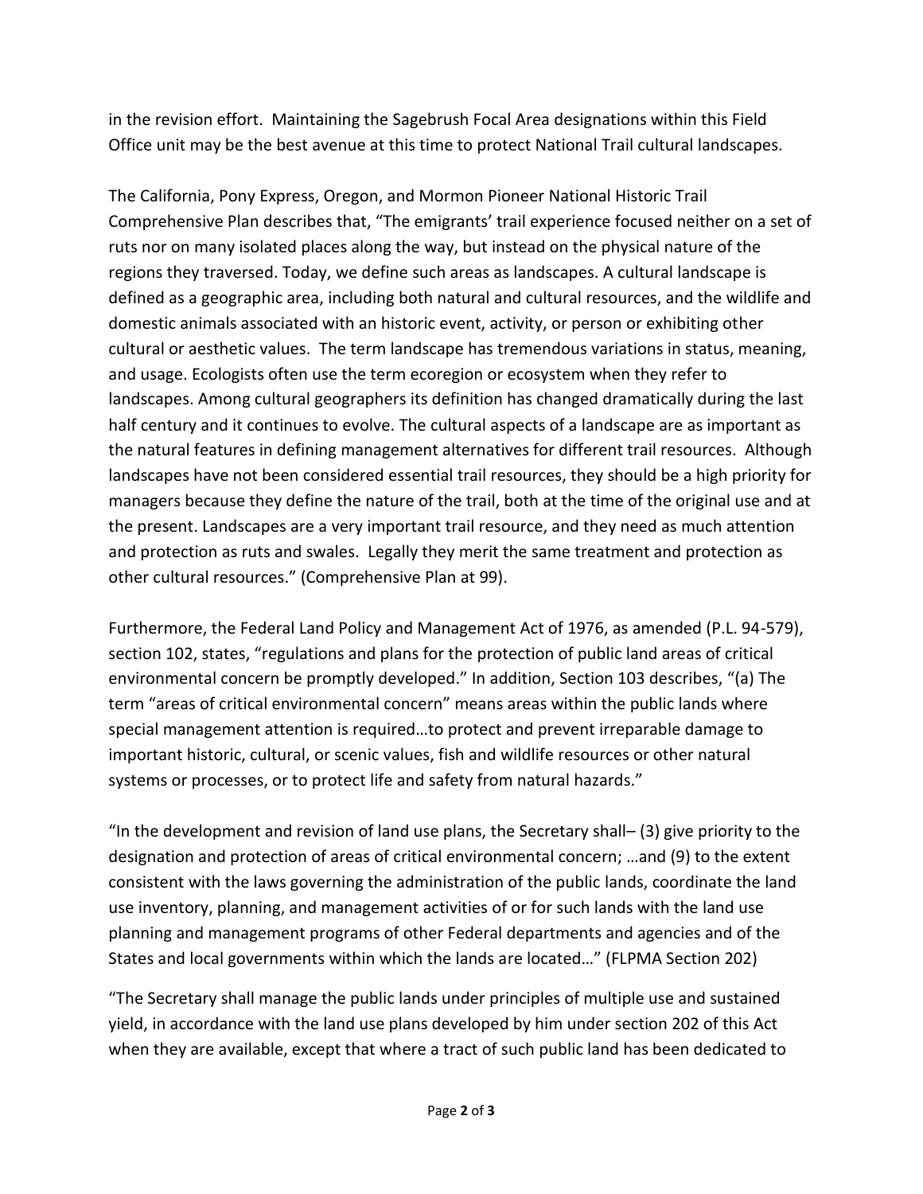in the revision effort. Maintaining the Sagebrush Focal Area designations within this Field Office unit may be the best avenue at this time to protect National Trail cultural landscapes.

The California, Pony Express, Oregon, and Mormon Pioneer National Historic Trail Comprehensive Plan describes that, "The emigrants' trail experience focused neither on a set of ruts nor on many isolated places along the way, but instead on the physical nature of the regions they traversed. Today, we define such areas as landscapes. A cultural landscape is defined as a geographic area, including both natural and cultural resources, and the wildlife and domestic animals associated with an historic event, activity, or person or exhibiting other cultural or aesthetic values. The term landscape has tremendous variations in status, meaning, and usage. Ecologists often use the term ecoregion or ecosystem when they refer to landscapes. Among cultural geographers its definition has changed dramatically during the last half century and it continues to evolve. The cultural aspects of a landscape are as important as the natural features in defining management alternatives for different trail resources. Although landscapes have not been considered essential trail resources, they should be a high priority for managers because they define the nature of the trail, both at the time of the original use and at the present. Landscapes are a very important trail resource, and they need as much attention and protection as ruts and swales. Legally they merit the same treatment and protection as other cultural resources." (Comprehensive Plan at 99).

Furthermore, the Federal Land Policy and Management Act of 1976, as amended (P.L. 94-579), section 102, states, "regulations and plans for the protection of public land areas of critical environmental concern be promptly developed." In addition, Section 103 describes, "(a) The term "areas of critical environmental concern" means areas within the public lands where special management attention is required…to protect and prevent irreparable damage to important historic, cultural, or scenic values, fish and wildlife resources or other natural systems or processes, or to protect life and safety from natural hazards."

"In the development and revision of land use plans, the Secretary shall– (3) give priority to the designation and protection of areas of critical environmental concern; …and (9) to the extent consistent with the laws governing the administration of the public lands, coordinate the land use inventory, planning, and management activities of or for such lands with the land use planning and management programs of other Federal departments and agencies and of the States and local governments within which the lands are located…" (FLPMA Section 202)

"The Secretary shall manage the public lands under principles of multiple use and sustained yield, in accordance with the land use plans developed by him under section 202 of this Act when they are available, except that where a tract of such public land has been dedicated to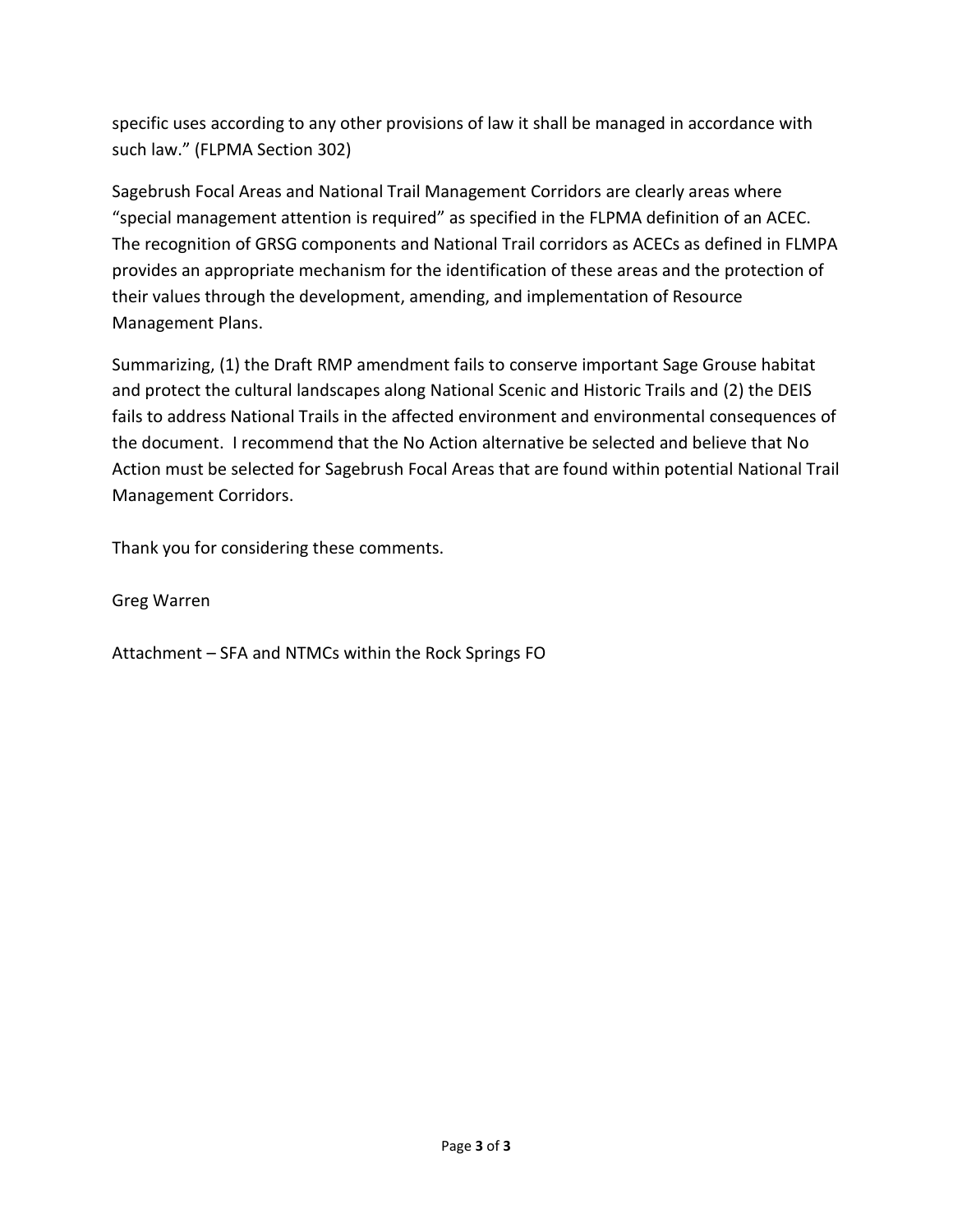specific uses according to any other provisions of law it shall be managed in accordance with such law." (FLPMA Section 302)

Sagebrush Focal Areas and National Trail Management Corridors are clearly areas where "special management attention is required" as specified in the FLPMA definition of an ACEC. The recognition of GRSG components and National Trail corridors as ACECs as defined in FLMPA provides an appropriate mechanism for the identification of these areas and the protection of their values through the development, amending, and implementation of Resource Management Plans.

Summarizing, (1) the Draft RMP amendment fails to conserve important Sage Grouse habitat and protect the cultural landscapes along National Scenic and Historic Trails and (2) the DEIS fails to address National Trails in the affected environment and environmental consequences of the document. I recommend that the No Action alternative be selected and believe that No Action must be selected for Sagebrush Focal Areas that are found within potential National Trail Management Corridors.

Thank you for considering these comments.

Greg Warren

Attachment – SFA and NTMCs within the Rock Springs FO